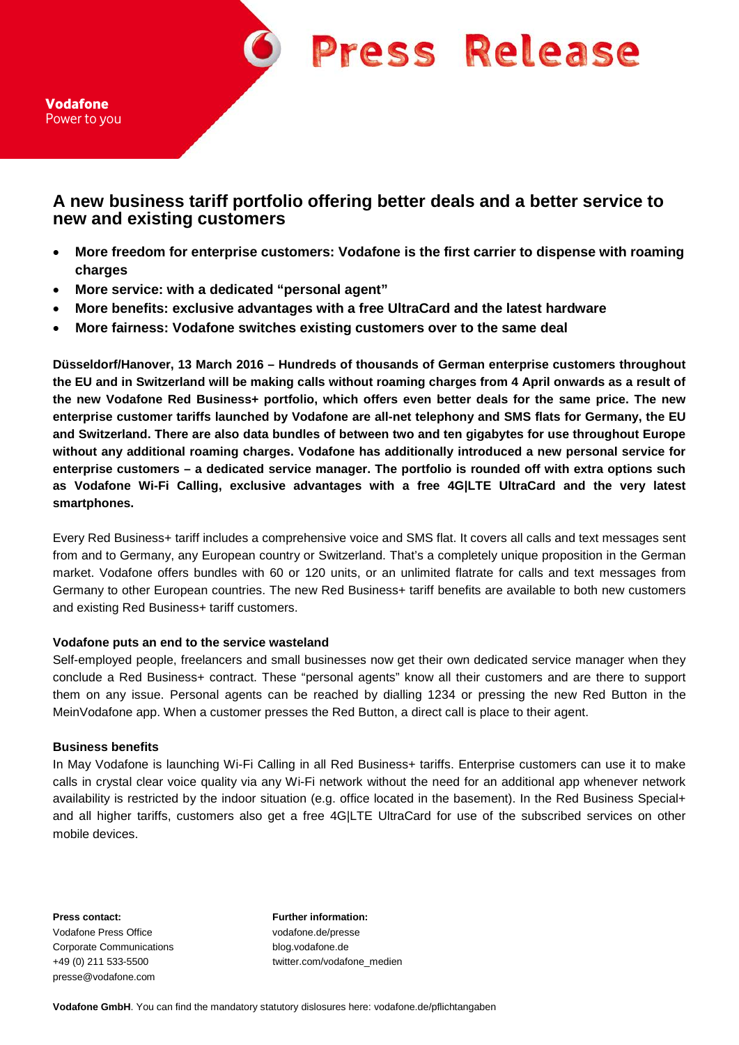Vodafone
Power to you

# Press Release

## A new business tariff portfolio offering better deals and a better service to new and existing customers

- **More freedom for enterprise customers: Vodafone is the first carrier to dispense with roaming charges**
- **More service: with a dedicated "personal agent"**
- **More benefits: exclusive advantages with a free UltraCard and the latest hardware**
- **More fairness: Vodafone switches existing customers over to the same deal**

**Düsseldorf/Hanover, 13 March 2016 – Hundreds of thousands of German enterprise customers throughout the EU and in Switzerland will be making calls without roaming charges from 4 April onwards as a result of the new Vodafone Red Business+ portfolio, which offers even better deals for the same price. The new enterprise customer tariffs launched by Vodafone are all-net telephony and SMS flats for Germany, the EU and Switzerland. There are also data bundles of between two and ten gigabytes for use throughout Europe without any additional roaming charges. Vodafone has additionally introduced a new personal service for enterprise customers – a dedicated service manager. The portfolio is rounded off with extra options such as Vodafone Wi-Fi Calling, exclusive advantages with a free 4G|LTE UltraCard and the very latest smartphones.**

Every Red Business+ tariff includes a comprehensive voice and SMS flat. It covers all calls and text messages sent from and to Germany, any European country or Switzerland. That's a completely unique proposition in the German market. Vodafone offers bundles with 60 or 120 units, or an unlimited flatrate for calls and text messages from Germany to other European countries. The new Red Business+ tariff benefits are available to both new customers and existing Red Business+ tariff customers.

### Vodafone puts an end to the service wasteland

Self-employed people, freelancers and small businesses now get their own dedicated service manager when they conclude a Red Business+ contract. These "personal agents" know all their customers and are there to support them on any issue. Personal agents can be reached by dialling 1234 or pressing the new Red Button in the MeinVodafone app. When a customer presses the Red Button, a direct call is place to their agent.

### Business benefits

In May Vodafone is launching Wi-Fi Calling in all Red Business+ tariffs. Enterprise customers can use it to make calls in crystal clear voice quality via any Wi-Fi network without the need for an additional app whenever network availability is restricted by the indoor situation (e.g. office located in the basement). In the Red Business Special+ and all higher tariffs, customers also get a free 4G|LTE UltraCard for use of the subscribed services on other mobile devices.

**Press contact:**
Vodafone Press Office
Corporate Communications
+49 (0) 211 533-5500
presse@vodafone.com

**Further information:**
vodafone.de/presse
blog.vodafone.de
twitter.com/vodafone_medien

**Vodafone GmbH**. You can find the mandatory statutory dislosures here: vodafone.de/pflichtangaben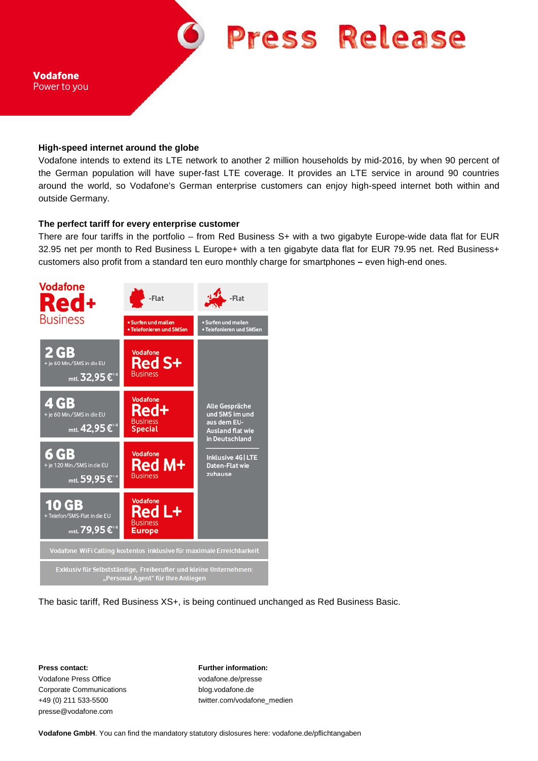### High-speed internet around the globe

Vodafone intends to extend its LTE network to another 2 million households by mid-2016, by when 90 percent of the German population will have super-fast LTE coverage. It provides an LTE service in around 90 countries around the world, so Vodafone's German enterprise customers can enjoy high-speed internet both within and outside Germany.

### The perfect tariff for every enterprise customer

There are four tariffs in the portfolio – from Red Business S+ with a two gigabyte Europe-wide data flat for EUR 32.95 net per month to Red Business L Europe+ with a ten gigabyte data flat for EUR 79.95 net. Red Business+ customers also profit from a standard ten euro monthly charge for smartphones **–** even high-end ones.

| Vodafone Red+ Business | -Flat (Deutschland) • Surfen und mailen • Telefonieren und SMSen | -Flat (Europa) • Surfen und mailen • Telefonieren und SMSen |
|---|---|---|
| 2 GB + je 60 Min./SMS in die EU mtl. 32,95 €[1-8] | Vodafone Red S+ Business | Alle Gespräche und SMS im und aus dem EU-Ausland flat wie in Deutschland; Inklusive 4G \| LTE Daten-Flat wie zuhause |
| 4 GB + je 60 Min./SMS in die EU mtl. 42,95 €[1-8] | Vodafone Red+ Business Special | |
| 6 GB + je 120 Min./SMS in die EU mtl. 59,95 €[1-8] | Vodafone Red M+ Business | |
| 10 GB + Telefon/SMS-Flat in die EU mtl. 79,95 €[1-8] | Vodafone Red L+ Business Europe | |

Vodafone WiFi Calling kostenlos inklusive für maximale Erreichbarkeit

Exklusiv für Selbstständige, Freiberufler und kleine Unternehmen: „Personal Agent" für Ihre Anliegen

The basic tariff, Red Business XS+, is being continued unchanged as Red Business Basic.

**Press contact:**
Vodafone Press Office
Corporate Communications
+49 (0) 211 533-5500
presse@vodafone.com

**Further information:**
vodafone.de/presse
blog.vodafone.de
twitter.com/vodafone_medien

**Vodafone GmbH**. You can find the mandatory statutory dislosures here: vodafone.de/pflichtangaben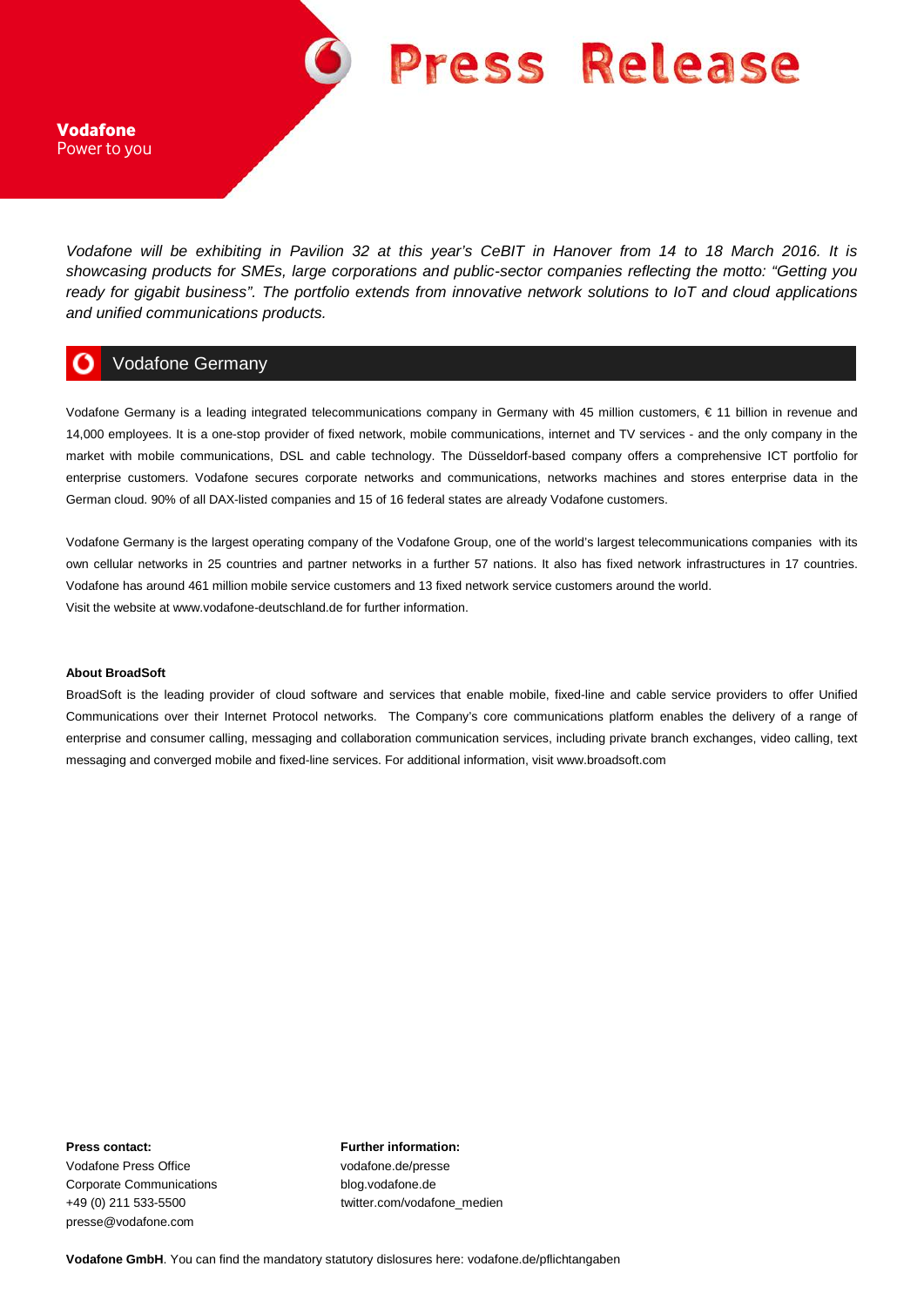*Vodafone will be exhibiting in Pavilion 32 at this year's CeBIT in Hanover from 14 to 18 March 2016. It is showcasing products for SMEs, large corporations and public-sector companies reflecting the motto: "Getting you ready for gigabit business". The portfolio extends from innovative network solutions to IoT and cloud applications and unified communications products.*

## Vodafone Germany

Vodafone Germany is a leading integrated telecommunications company in Germany with 45 million customers, € 11 billion in revenue and 14,000 employees. It is a one-stop provider of fixed network, mobile communications, internet and TV services - and the only company in the market with mobile communications, DSL and cable technology. The Düsseldorf-based company offers a comprehensive ICT portfolio for enterprise customers. Vodafone secures corporate networks and communications, networks machines and stores enterprise data in the German cloud. 90% of all DAX-listed companies and 15 of 16 federal states are already Vodafone customers.

Vodafone Germany is the largest operating company of the Vodafone Group, one of the world's largest telecommunications companies with its own cellular networks in 25 countries and partner networks in a further 57 nations. It also has fixed network infrastructures in 17 countries. Vodafone has around 461 million mobile service customers and 13 fixed network service customers around the world.
Visit the website at www.vodafone-deutschland.de for further information.

**About BroadSoft**

BroadSoft is the leading provider of cloud software and services that enable mobile, fixed-line and cable service providers to offer Unified Communications over their Internet Protocol networks. The Company's core communications platform enables the delivery of a range of enterprise and consumer calling, messaging and collaboration communication services, including private branch exchanges, video calling, text messaging and converged mobile and fixed-line services. For additional information, visit www.broadsoft.com

**Press contact:**
Vodafone Press Office
Corporate Communications
+49 (0) 211 533-5500
presse@vodafone.com

**Further information:**
vodafone.de/presse
blog.vodafone.de
twitter.com/vodafone_medien

**Vodafone GmbH**. You can find the mandatory statutory dislosures here: vodafone.de/pflichtangaben